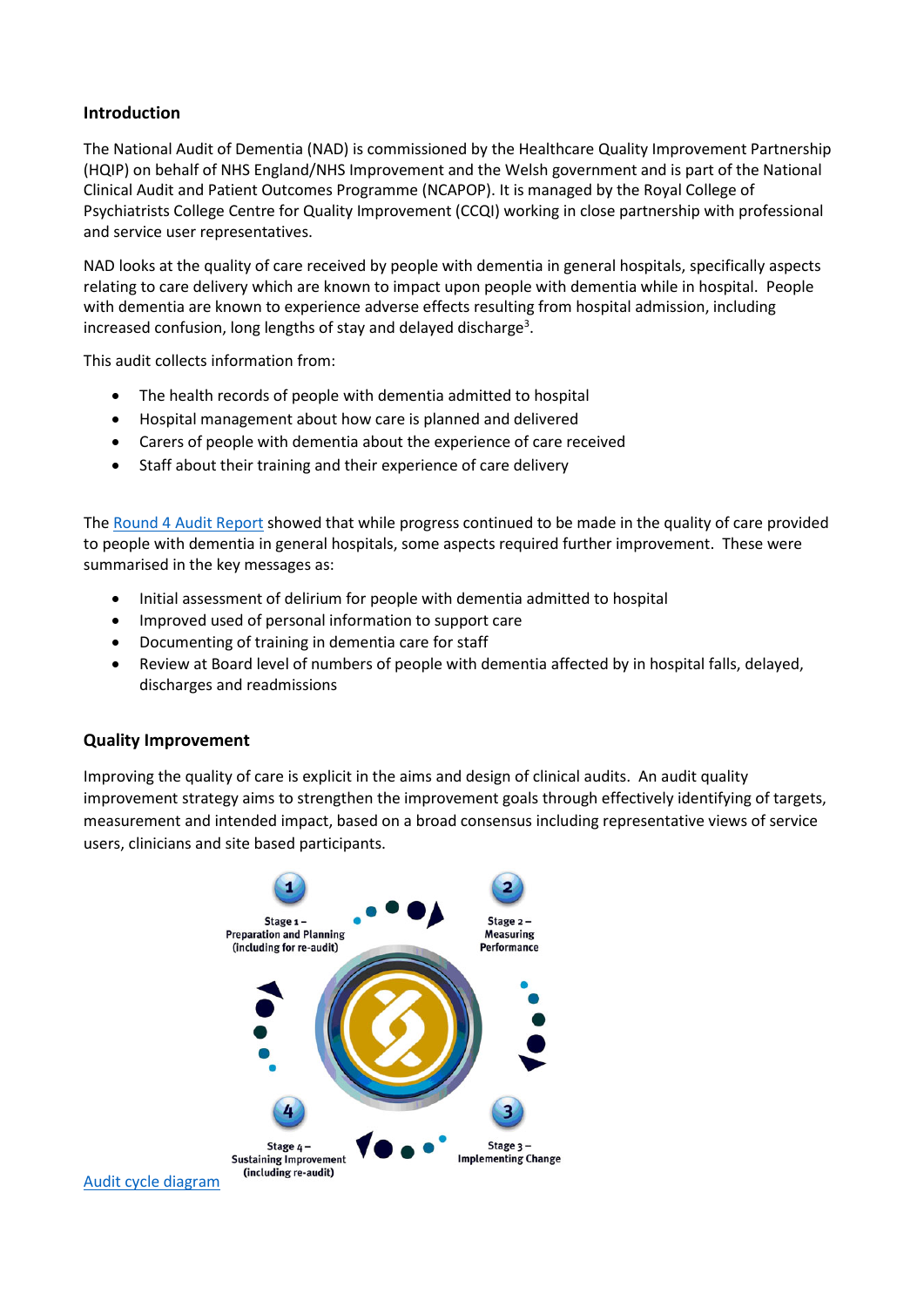## Introduction

The National Audit of Dementia (NAD) is commissioned by the Healthcare Quality Improvement Partnership (HQIP) on behalf of NHS England/NHS Improvement and the Welsh government and is part of the National Clinical Audit and Patient Outcomes Programme (NCAPOP). It is managed by the Royal College of Psychiatrists College Centre for Quality Improvement (CCQI) working in close partnership with professional and service user representatives.

NAD looks at the quality of care received by people with dementia in general hospitals, specifically aspects relating to care delivery which are known to impact upon people with dementia while in hospital. People with dementia are known to experience adverse effects resulting from hospital admission, including increased confusion, long lengths of stay and delayed discharge[3].

This audit collects information from:

- The health records of people with dementia admitted to hospital
- Hospital management about how care is planned and delivered
- Carers of people with dementia about the experience of care received
- Staff about their training and their experience of care delivery

The Round 4 Audit Report showed that while progress continued to be made in the quality of care provided to people with dementia in general hospitals, some aspects required further improvement. These were summarised in the key messages as:

- Initial assessment of delirium for people with dementia admitted to hospital
- Improved used of personal information to support care
- Documenting of training in dementia care for staff
- Review at Board level of numbers of people with dementia affected by in hospital falls, delayed, discharges and readmissions

## Quality Improvement

Improving the quality of care is explicit in the aims and design of clinical audits. An audit quality improvement strategy aims to strengthen the improvement goals through effectively identifying of targets, measurement and intended impact, based on a broad consensus including representative views of service users, clinicians and site based participants.

1 Stage 1 – Preparation and Planning (including for re-audit)

2 Stage 2 – Measuring Performance

3 Stage 3 – Implementing Change

4 Stage 4 – Sustaining Improvement (including re-audit)

Audit cycle diagram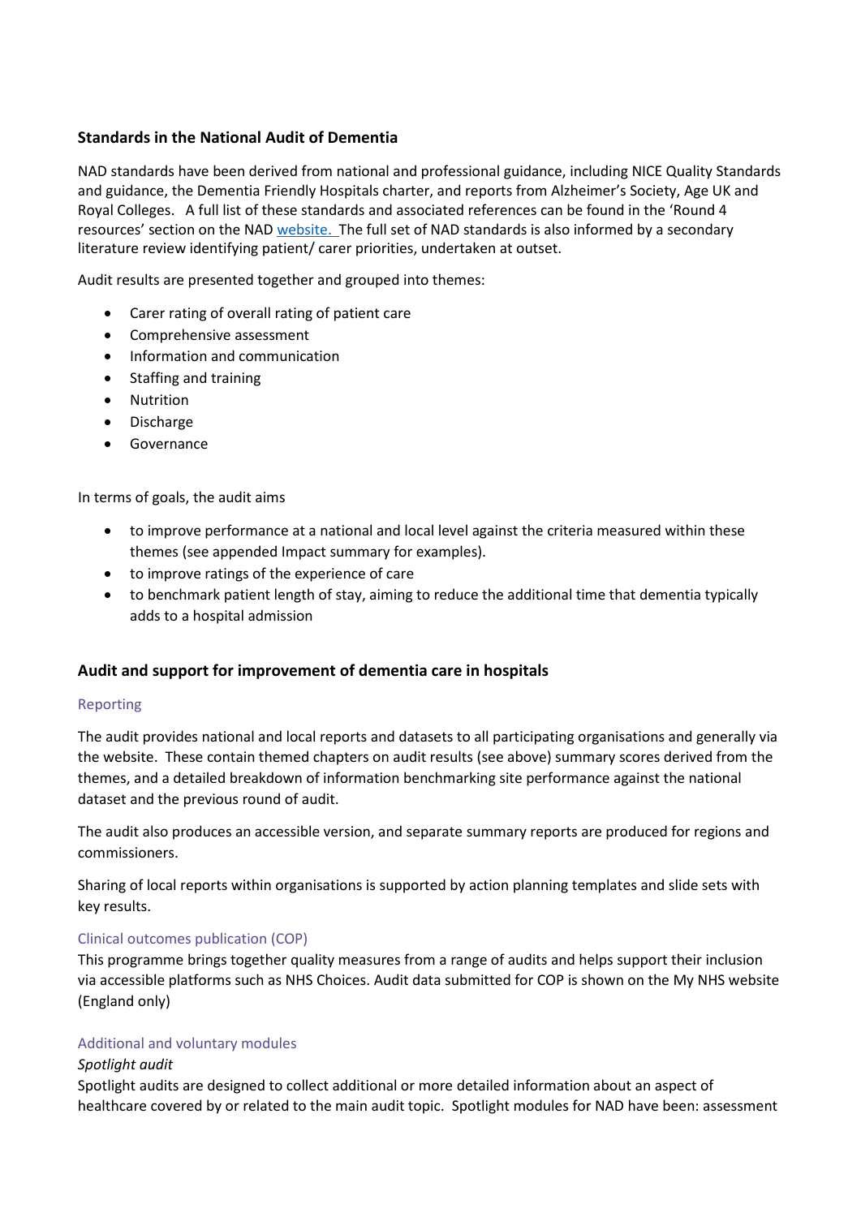### Standards in the National Audit of Dementia

NAD standards have been derived from national and professional guidance, including NICE Quality Standards and guidance, the Dementia Friendly Hospitals charter, and reports from Alzheimer's Society, Age UK and Royal Colleges. A full list of these standards and associated references can be found in the 'Round 4 resources' section on the NAD website. The full set of NAD standards is also informed by a secondary literature review identifying patient/ carer priorities, undertaken at outset.

Audit results are presented together and grouped into themes:

- Carer rating of overall rating of patient care
- Comprehensive assessment
- Information and communication
- Staffing and training
- Nutrition
- Discharge
- Governance

In terms of goals, the audit aims

- to improve performance at a national and local level against the criteria measured within these themes (see appended Impact summary for examples).
- to improve ratings of the experience of care
- to benchmark patient length of stay, aiming to reduce the additional time that dementia typically adds to a hospital admission

### Audit and support for improvement of dementia care in hospitals

#### Reporting

The audit provides national and local reports and datasets to all participating organisations and generally via the website. These contain themed chapters on audit results (see above) summary scores derived from the themes, and a detailed breakdown of information benchmarking site performance against the national dataset and the previous round of audit.

The audit also produces an accessible version, and separate summary reports are produced for regions and commissioners.

Sharing of local reports within organisations is supported by action planning templates and slide sets with key results.

#### Clinical outcomes publication (COP)

This programme brings together quality measures from a range of audits and helps support their inclusion via accessible platforms such as NHS Choices. Audit data submitted for COP is shown on the My NHS website (England only)

#### Additional and voluntary modules

*Spotlight audit*

Spotlight audits are designed to collect additional or more detailed information about an aspect of healthcare covered by or related to the main audit topic. Spotlight modules for NAD have been: assessment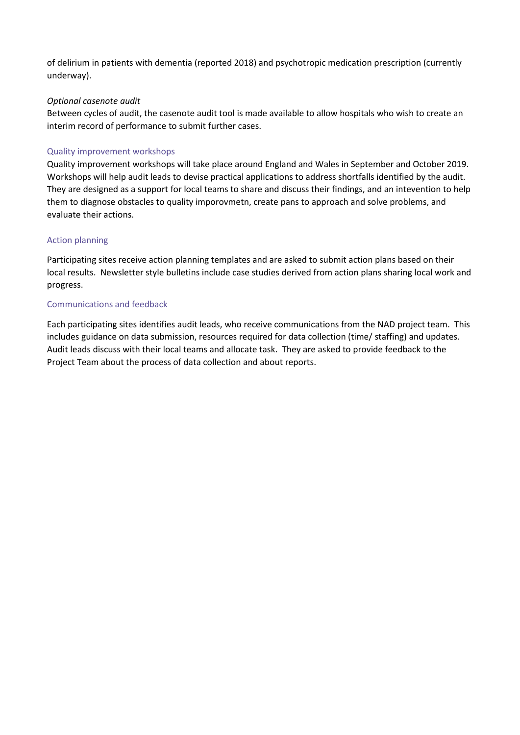of delirium in patients with dementia (reported 2018) and psychotropic medication prescription (currently underway).

*Optional casenote audit*

Between cycles of audit, the casenote audit tool is made available to allow hospitals who wish to create an interim record of performance to submit further cases.

### Quality improvement workshops

Quality improvement workshops will take place around England and Wales in September and October 2019. Workshops will help audit leads to devise practical applications to address shortfalls identified by the audit. They are designed as a support for local teams to share and discuss their findings, and an intevention to help them to diagnose obstacles to quality imporovmetn, create pans to approach and solve problems, and evaluate their actions.

### Action planning

Participating sites receive action planning templates and are asked to submit action plans based on their local results. Newsletter style bulletins include case studies derived from action plans sharing local work and progress.

### Communications and feedback

Each participating sites identifies audit leads, who receive communications from the NAD project team. This includes guidance on data submission, resources required for data collection (time/ staffing) and updates. Audit leads discuss with their local teams and allocate task. They are asked to provide feedback to the Project Team about the process of data collection and about reports.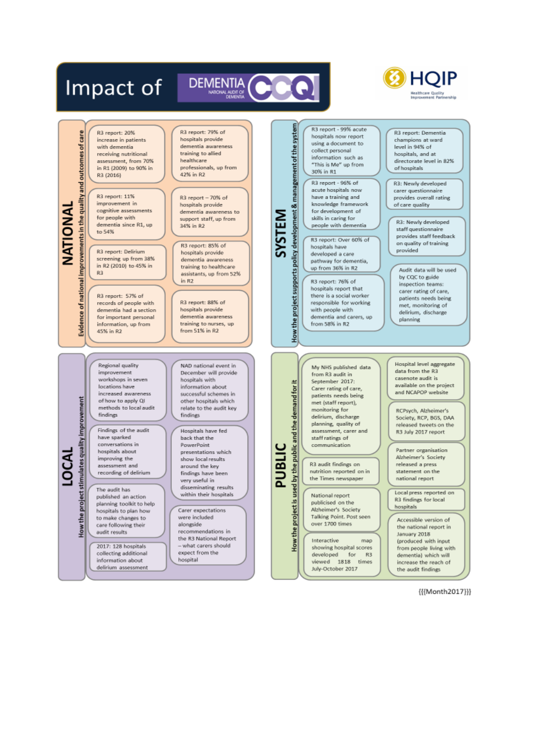# Impact of DEMENTIA CCQI (National Audit of Dementia)

HQIP — Healthcare Quality Improvement Partnership

## NATIONAL

*Evidence of national improvements in the quality and outcomes of care*

- R3 report: 20% increase in patients with dementia receiving nutritional assessment, from 70% in R1 (2009) to 90% in R3 (2016)
- R3 report: 79% of hospitals provide dementia awareness training to allied healthcare professionals, up from 42% in R2
- R3 report: 11% improvement in cognitive assessments for people with dementia since R1, up to 54%
- R3 report – 70% of hospitals provide dementia awareness to support staff, up from 34% in R2
- R3 report: Delirium screening up from 38% in R2 (2010) to 45% in R3
- R3 report: 85% of hospitals provide dementia awareness training to healthcare assistants, up from 52% in R2
- R3 report: 57% of records of people with dementia had a section for important personal information, up from 45% in R2
- R3 report: 88% of hospitals provide dementia awareness training to nurses, up from 51% in R2

## SYSTEM

*How the project supports policy development & management of the system*

- R3 report - 99% acute hospitals now report using a document to collect personal information such as "This is Me" up from 30% in R1
- R3 report: Dementia champions at ward level in 94% of hospitals, and at directorate level in 82% of hospitals
- R3 report - 96% of acute hospitals now have a training and knowledge framework for development of skills in caring for people with dementia
- R3: Newly developed carer questionnaire provides overall rating of care quality
- R3: Newly developed staff questionnaire provides staff feedback on quality of training provided
- R3 report: Over 60% of hospitals have developed a care pathway for dementia, up from 36% in R2
- R3 report: 76% of hospitals report that there is a social worker responsible for working with people with dementia and carers, up from 58% in R2
- Audit data will be used by CQC to guide inspection teams: carer rating of care, patients needs being met, monitoring of delirium, discharge planning

## LOCAL

*How the project stimulates quality improvement*

- Regional quality improvement workshops in seven locations have increased awareness of how to apply QI methods to local audit findings
- NAD national event in December will provide hospitals with information about successful schemes in other hospitals which relate to the audit key findings
- Findings of the audit have sparked conversations in hospitals about improving the assessment and recording of delirium
- Hospitals have fed back that the PowerPoint presentations which show local results around the key findings have been very useful in disseminating results within their hospitals
- The audit has published an action planning toolkit to help hospitals to plan how to make changes to care following their audit results
- Carer expectations were included alongside recommendations in the R3 National Report – what carers should expect from the hospital
- 2017: 128 hospitals collecting additional information about delirium assessment

## PUBLIC

*How the project is used by the public and the demand for it*

- My NHS published data from R3 audit in September 2017: Carer rating of care, patients needs being met (staff report), monitoring for delirium, discharge planning, quality of assessment, carer and staff ratings of communication
- Hospital level aggregate data from the R3 casenote audit is available on the project and NCAPOP website
- RCPsych, Alzheimer's Society, RCP, BGS, DAA released tweets on the R3 July 2017 report
- R3 audit findings on nutrition reported on in the Times newspaper
- Partner organisation Alzheimer's Society released a press statement on the national report
- National report publicised on the Alzheimer's Society Talking Point. Post seen over 1700 times
- Local press reported on R3 findings for local hospitals
- Interactive map showing hospital scores developed for R3 viewed 1818 times July-October 2017
- Accessible version of the national report in January 2018 (produced with input from people living with dementia) which will increase the reach of the audit findings

{{{Month2017}}}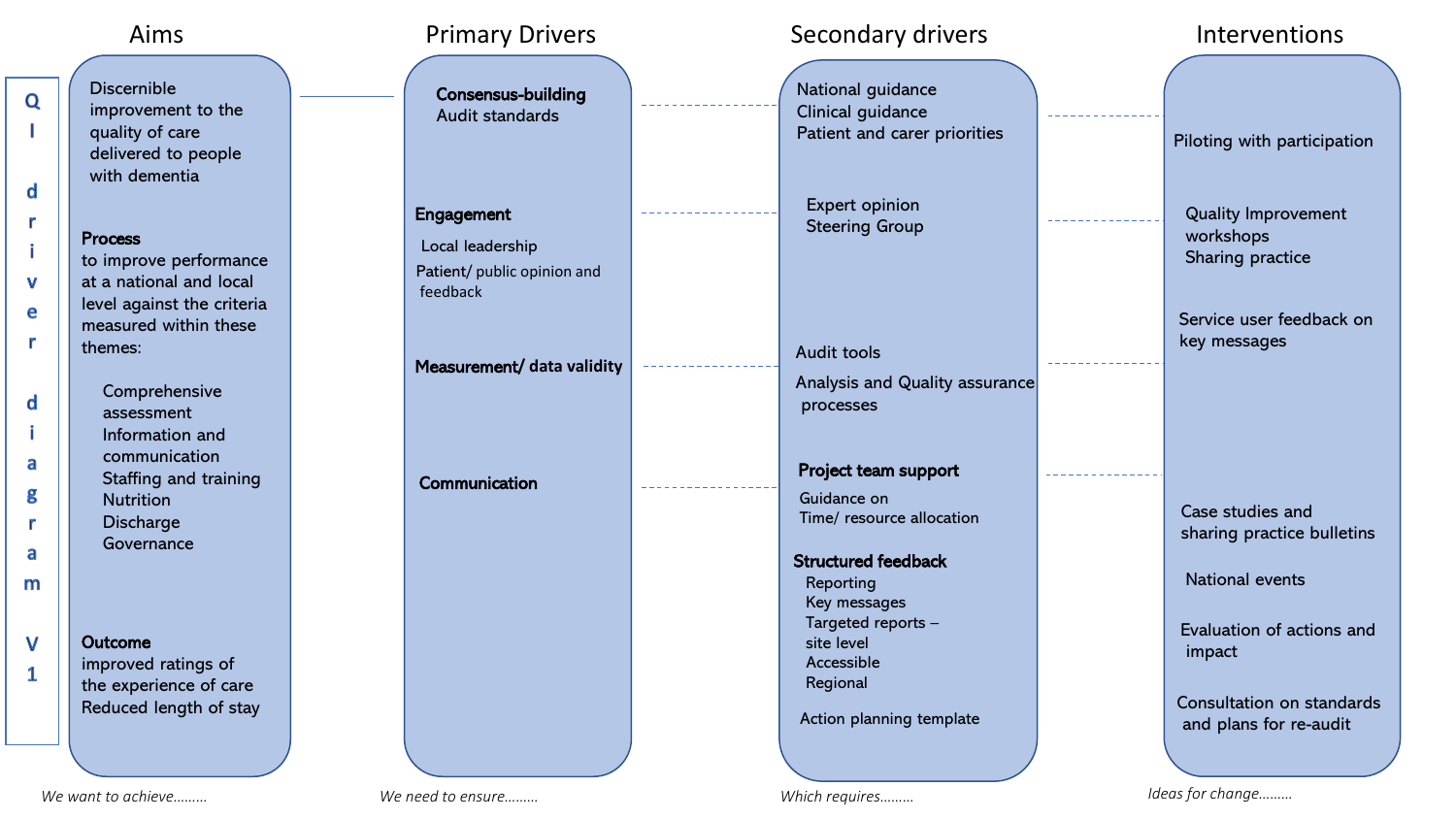QI driver diagram V1

## Aims

*We want to achieve………*

Discernible improvement to the quality of care delivered to people with dementia

**Process**
to improve performance at a national and local level against the criteria measured within these themes:

- Comprehensive assessment
- Information and communication
- Staffing and training
- Nutrition
- Discharge
- Governance

**Outcome**
improved ratings of the experience of care
Reduced length of stay

## Primary Drivers

*We need to ensure………*

**Consensus-building**
Audit standards

**Engagement**
Local leadership
Patient/ public opinion and feedback

**Measurement/ data validity**

**Communication**

## Secondary drivers

*Which requires………*

National guidance
Clinical guidance
Patient and carer priorities

Expert opinion
Steering Group

Audit tools
Analysis and Quality assurance processes

**Project team support**
Guidance on
Time/ resource allocation

**Structured feedback**
- Reporting
- Key messages
- Targeted reports – site level
- Accessible
- Regional

Action planning template

## Interventions

*Ideas for change………*

Piloting with participation

Quality Improvement workshops
Sharing practice

Service user feedback on key messages

Case studies and sharing practice bulletins

National events

Evaluation of actions and impact

Consultation on standards and plans for re-audit